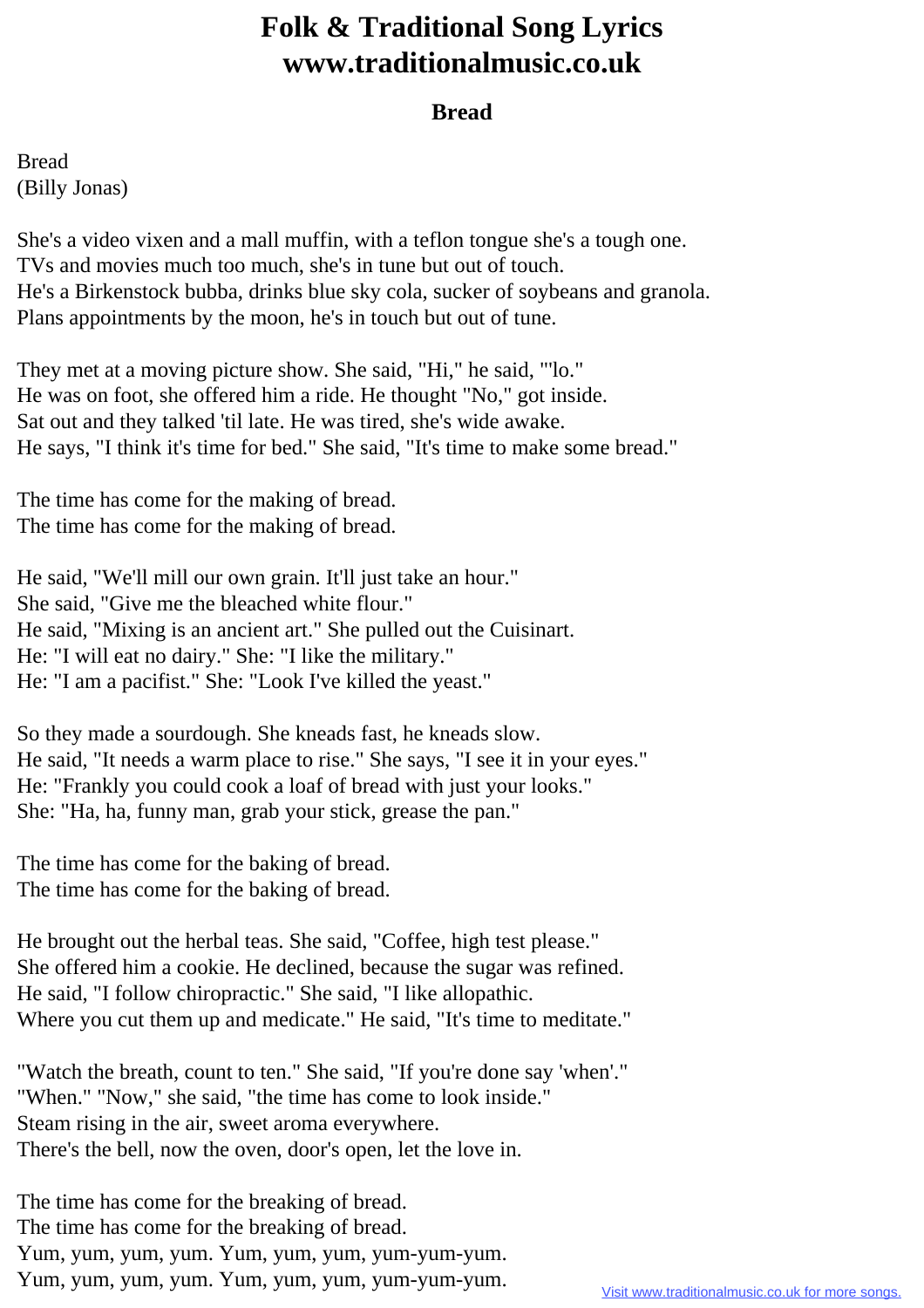# Folk & Traditional Song Lyrics
# www.traditionalmusic.co.uk

## Bread

Bread
(Billy Jonas)

She's a video vixen and a mall muffin, with a teflon tongue she's a tough one.
TVs and movies much too much, she's in tune but out of touch.
He's a Birkenstock bubba, drinks blue sky cola, sucker of soybeans and granola.
Plans appointments by the moon, he's in touch but out of tune.

They met at a moving picture show. She said, "Hi," he said, "'lo."
He was on foot, she offered him a ride. He thought "No," got inside.
Sat out and they talked 'til late. He was tired, she's wide awake.
He says, "I think it's time for bed." She said, "It's time to make some bread."

The time has come for the making of bread.
The time has come for the making of bread.

He said, "We'll mill our own grain. It'll just take an hour."
She said, "Give me the bleached white flour."
He said, "Mixing is an ancient art." She pulled out the Cuisinart.
He: "I will eat no dairy." She: "I like the military."
He: "I am a pacifist." She: "Look I've killed the yeast."

So they made a sourdough. She kneads fast, he kneads slow.
He said, "It needs a warm place to rise." She says, "I see it in your eyes."
He: "Frankly you could cook a loaf of bread with just your looks."
She: "Ha, ha, funny man, grab your stick, grease the pan."

The time has come for the baking of bread.
The time has come for the baking of bread.

He brought out the herbal teas. She said, "Coffee, high test please."
She offered him a cookie. He declined, because the sugar was refined.
He said, "I follow chiropractic." She said, "I like allopathic.
Where you cut them up and medicate." He said, "It's time to meditate."

"Watch the breath, count to ten." She said, "If you're done say 'when'."
"When." "Now," she said, "the time has come to look inside."
Steam rising in the air, sweet aroma everywhere.
There's the bell, now the oven, door's open, let the love in.

The time has come for the breaking of bread.
The time has come for the breaking of bread.
Yum, yum, yum, yum. Yum, yum, yum, yum-yum-yum.
Yum, yum, yum, yum. Yum, yum, yum, yum-yum-yum.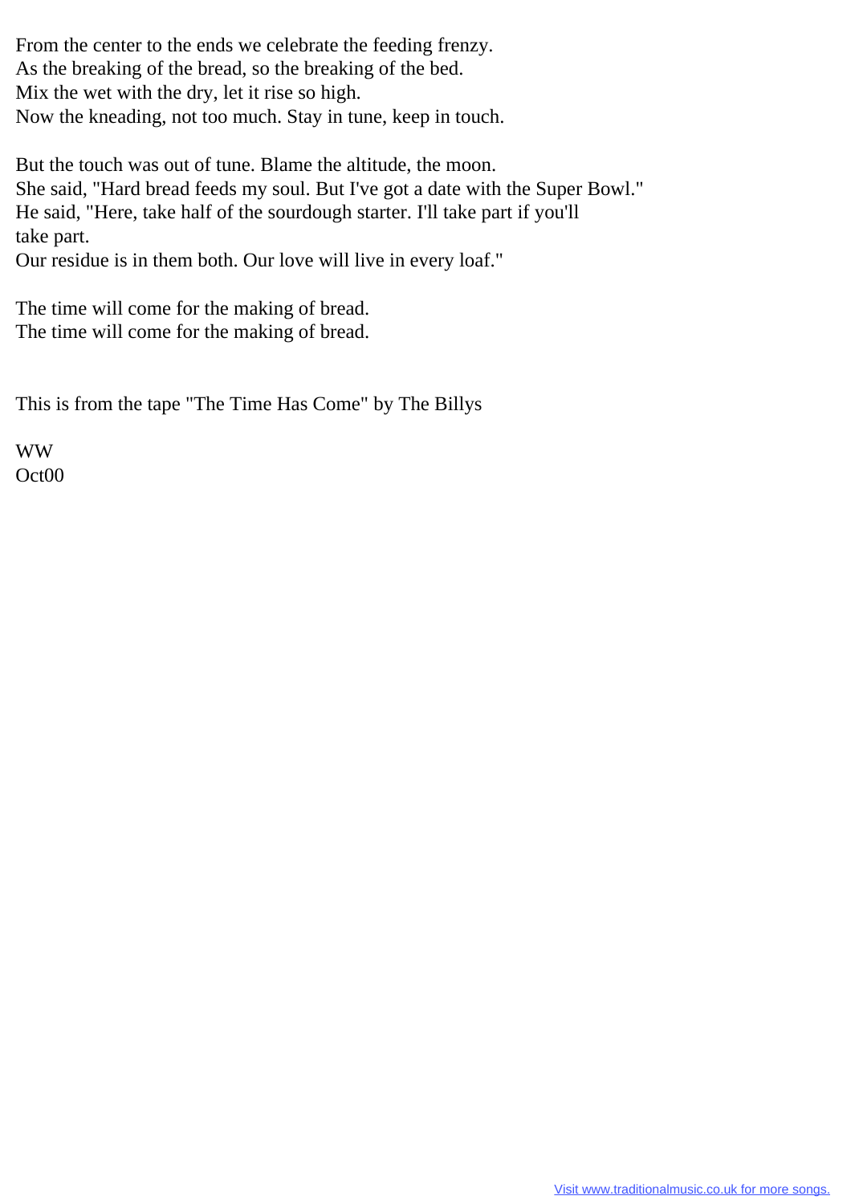From the center to the ends we celebrate the feeding frenzy.
As the breaking of the bread, so the breaking of the bed.
Mix the wet with the dry, let it rise so high.
Now the kneading, not too much. Stay in tune, keep in touch.

But the touch was out of tune. Blame the altitude, the moon.
She said, "Hard bread feeds my soul. But I've got a date with the Super Bowl."
He said, "Here, take half of the sourdough starter. I'll take part if you'll
take part.
Our residue is in them both. Our love will live in every loaf."

The time will come for the making of bread.
The time will come for the making of bread.

This is from the tape "The Time Has Come" by The Billys

WW
Oct00